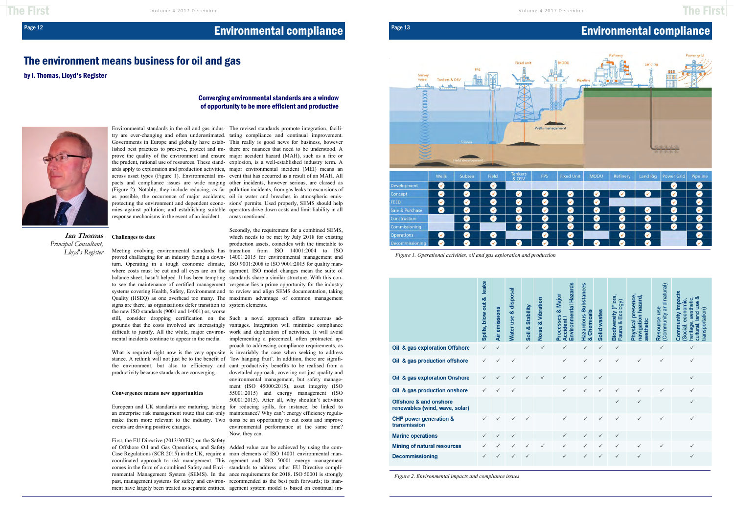# Environmental compliance

## The environment means business for oil and gas

**by I. Thomas, Lloyd's Register**

### Converging environmental standards are a window of opportunity to be more efficient and productive

*Ian Thomas*
*Principal Consultant, Lloyd's Register*

Environmental standards in the oil and gas industry are ever-changing and often underestimated. Governments in Europe and globally have established best practices to preserve, protect and improve the quality of the environment and ensure the prudent, rational use of resources. These standards apply to exploration and production activities, across asset types (Figure 1). Environmental impacts and compliance issues are wide ranging (Figure 2). Notably, they include reducing, as far as possible, the occurrence of major accidents; protecting the environment and dependent economies against pollution; and establishing suitable response mechanisms in the event of an incident.

### Challenges to date

Meeting evolving environmental standards has proved challenging for an industry facing a downturn. Operating in a tough economic climate, where costs must be cut and all eyes are on the balance sheet, hasn't helped. It has been tempting to see the maintenance of certified management systems covering Health, Safety, Environment and Quality (HSEQ) as one overhead too many. The signs are there, as organisations defer transition to the new ISO standards (9001 and 14001) or, worse still, consider dropping certification on the grounds that the costs involved are increasingly difficult to justify. All the while, major environmental incidents continue to appear in the media.

What is required right now is the very opposite stance. A rethink will not just be to the benefit of the environment, but also to efficiency and productivity because standards are converging.

### Convergence means new opportunities

European and UK standards are maturing, taking an enterprise risk management route that can only make them more relevant to the industry. Two events are driving positive changes.

First, the EU Directive (2013/30/EU) on the Safety of Offshore Oil and Gas Operations, and Safety Case Regulations (SCR 2015) in the UK, require a coordinated approach to risk management. This comes in the form of a combined Safety and Environmental Management System (SEMS). In the past, management systems for safety and environment have largely been treated as separate entities. The revised standards promote integration, facilitating compliance and continual improvement. This really is good news for business, however there are nuances that need to be understood. A major accident hazard (MAH), such as a fire or explosion, is a well-established industry term. A major environmental incident (MEI) means an event that has occurred as a result of an MAH. All other incidents, however serious, are classed as pollution incidents, from gas leaks to excursions of oil in water and breaches in atmospheric emissions' permits. Used properly, SEMS should help operators drive down costs and limit liability in all areas mentioned.

Secondly, the requirement for a combined SEMS, which needs to be met by July 2018 for existing production assets, coincides with the timetable to transition from ISO 14001:2004 to ISO 14001:2015 for environmental management and ISO 9001:2008 to ISO 9001:2015 for quality management. ISO model changes mean the suite of standards share a similar structure. With this convergence lies a prime opportunity for the industry to review and align SEMS documentation, taking maximum advantage of common management system elements.

Such a novel approach offers numerous advantages. Integration will minimise compliance work and duplication of activities. It will avoid implementing a piecemeal, often protracted approach to addressing compliance requirements, as is invariably the case when seeking to address 'low hanging fruit'. In addition, there are significant productivity benefits to be realised from a dovetailed approach, covering not just quality and environmental management, but safety management (ISO 45000:2015), asset integrity (ISO 55001:2015) and energy management (ISO 50001:2015). After all, why shouldn't activities for reducing spills, for instance, be linked to maintenance? Why can't energy efficiency regulations be an opportunity to cut costs and improve environmental performance at the same time? Now, they can.

Added value can be achieved by using the common elements of ISO 14001 environmental management and ISO 50001 energy management standards to address other EU Directive compliance requirements for 2018. ISO 50001 is strongly recommended as the best path forwards; its management system model is based on continual im-

| | Wells | Subsea | Field | Tankers & OSV | FPS | Fixed Unit | MODU | Refinery | Land Rig | Power Grid | Pipeline |
|---|---|---|---|---|---|---|---|---|---|---|---|
| Development | ✓ | ✓ | ✓ | | | | | | | ✓ | ✓ |
| Concept | ✓ | ✓ | ✓ | ✓ | ✓ | ✓ | ✓ | ✓ | ✓ | ✓ | ✓ |
| FEED | ✓ | ✓ | ✓ | ✓ | ✓ | ✓ | ✓ | | | ✓ | ✓ |
| Sale & Purchase | ✓ | ✓ | ✓ | ✓ | ✓ | ✓ | ✓ | ✓ | ✓ | ✓ | ✓ |
| Construction | | ✓ | ✓ | ✓ | ✓ | ✓ | ✓ | ✓ | ✓ | ✓ | ✓ |
| Commissioning | | ✓ | | ✓ | ✓ | ✓ | ✓ | ✓ | ✓ | ✓ | ✓ |
| Operations | ✓ | ✓ | ✓ | | ✓ | ✓ | | ✓ | ✓ | | ✓ |
| Decommissioning | ✓ | ✓ | ✓ | ✓ | ✓ | ✓ | ✓ | ✓ | ✓ | | ✓ |

*Figure 1. Operational activities, oil and gas exploration and production*

| | Spills, blow out & leaks | Air emissions | Water use & disposal | Soil & Stability | Noise & Vibration | Processes & Major Accident / Environmental Hazards | Hazardous Substances & Chemicals | Solid wastes | Biodiversity (Flora, Fauna & Ecology) | Physical presence, navigation hazard, aesthetic | Resource use (Community and natural) | Community impacts (Social, economic, heritage, aesthetic, cultural, land use & transportation) |
|---|---|---|---|---|---|---|---|---|---|---|---|---|
| Oil & gas exploration Offshore | ✓ | ✓ | | ✓ | ✓ | ✓ | ✓ | ✓ | ✓ | | ✓ | ✓ |
| Oil & gas production offshore | ✓ | ✓ | ✓ | | | ✓ | ✓ | ✓ | ✓ | ✓ | ✓ | ✓ |
| Oil & gas exploration Onshore | ✓ | ✓ | ✓ | ✓ | ✓ | ✓ | ✓ | ✓ | | | | ✓ |
| Oil & gas production onshore | ✓ | ✓ | ✓ | | | ✓ | ✓ | ✓ | ✓ | ✓ | ✓ | ✓ |
| Offshore & and onshore renewables (wind, wave, solar) | | | | | | | | | ✓ | ✓ | | ✓ |
| CHP power generation & transmission | ✓ | ✓ | ✓ | ✓ | | ✓ | ✓ | ✓ | ✓ | ✓ | ✓ | ✓ |
| Marine operations | ✓ | ✓ | ✓ | | | ✓ | ✓ | ✓ | ✓ | | | |
| Mining of natural resources | ✓ | ✓ | ✓ | ✓ | ✓ | ✓ | ✓ | ✓ | ✓ | ✓ | ✓ | ✓ |
| Decommissioning | ✓ | ✓ | ✓ | ✓ | | ✓ | ✓ | ✓ | ✓ | ✓ | | ✓ |

*Figure 2. Environmental impacts and compliance issues*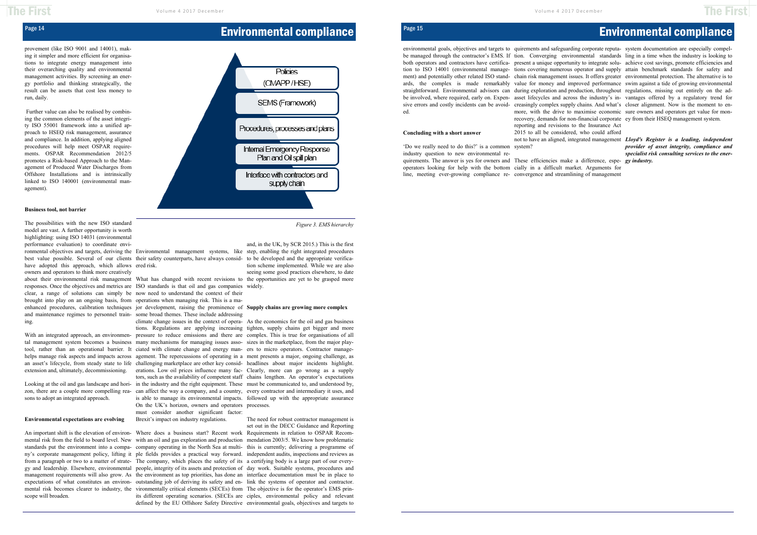provement (like ISO 9001 and 14001), making it simpler and more efficient for organisations to integrate energy management into their overarching quality and environmental management activities. By screening an energy portfolio and thinking strategically, the result can be assets that cost less money to run, daily.

Further value can also be realised by combining the common elements of the asset integrity ISO 55001 framework into a unified approach to HSEQ risk management, assurance and compliance. In addition, applying aligned procedures will help meet OSPAR requirements. OSPAR Recommendation 2012/5 promotes a Risk-based Approach to the Management of Produced Water Discharges from Offshore Installations and is intrinsically linked to ISO 140001 (environmental management).

Policies
(CMAPP / HSE)
SEMS (Framework)
Procedures, processes and plans
Internal Emergency Response Plan and Oil spill plan
Interface with contractors and supply chain

*Figure 3. EMS hierarchy*

### Business tool, not barrier

The possibilities with the new ISO standard model are vast. A further opportunity is worth highlighting: using ISO 14031 (environmental performance evaluation) to coordinate environmental objectives and targets, deriving the best value possible. Several of our clients have adopted this approach, which allows owners and operators to think more creatively about their environmental risk management responses. Once the objectives and metrics are clear, a range of solutions can simply be brought into play on an ongoing basis, from enhanced procedures, calibration techniques and maintenance regimes to personnel training.

With an integrated approach, an environmental management system becomes a business tool, rather than an operational barrier. It helps manage risk aspects and impacts across an asset's lifecycle, from steady state to life extension and, ultimately, decommissioning.

Looking at the oil and gas landscape and horizon, there are a couple more compelling reasons to adopt an integrated approach.

### Environmental expectations are evolving

An important shift is the elevation of environmental risk from the field to board level. New standards put the environment into a company's corporate management policy, lifting it from a paragraph or two to a matter of strategy and leadership. Elsewhere, environmental management requirements will also grow. As expectations of what constitutes an environmental risk becomes clearer to industry, the scope will broaden.

Environmental management systems, like their safety counterparts, have always considered risk.

What has changed with recent revisions to ISO standards is that oil and gas companies now need to understand the context of their operations when managing risk. This is a major development, raising the prominence of some broad themes. These include addressing climate change issues in the context of operations. Regulations are applying increasing pressure to reduce emissions and there are many mechanisms for managing issues associated with climate change and energy management. The repercussions of operating in a challenging marketplace are other key considerations. Low oil prices influence many factors, such as the availability of competent staff in the industry and the right equipment. These can affect the way a company, and a country, is able to manage its environmental impacts. On the UK's horizon, owners and operators must consider another significant factor: Brexit's impact on industry regulations.

Where does a business start? Recent work with an oil and gas exploration and production company operating in the North Sea at multiple fields provides a practical way forward. The company, which places the safety of its people, integrity of its assets and protection of the environment as top priorities, has done an outstanding job of deriving its safety and environmentally critical elements (SECEs) from its different operating scenarios. (SECEs are defined by the EU Offshore Safety Directive and, in the UK, by SCR 2015.) This is the first step, enabling the right integrated procedures to be developed and the appropriate verification scheme implemented. While we are also seeing some good practices elsewhere, to date the opportunities are yet to be grasped more widely.

### Supply chains are growing more complex

As the economics for the oil and gas business tighten, supply chains get bigger and more complex. This is true for organisations of all sizes in the marketplace, from the major players to micro operators. Contractor management presents a major, ongoing challenge, as headlines about major incidents highlight. Clearly, more can go wrong as a supply chains lengthen. An operator's expectations must be communicated to, and understood by, every contractor and intermediary it uses, and followed up with the appropriate assurance processes.

The need for robust contractor management is set out in the DECC Guidance and Reporting Requirements in relation to OSPAR Recommendation 2003/5. We know how problematic this is currently; delivering a programme of independent audits, inspections and reviews as a certifying body is a large part of our everyday work. Suitable systems, procedures and interface documentation must be in place to link the systems of operator and contractor. The objective is for the operator's EMS principles, environmental policy and relevant environmental goals, objectives and targets to environmental goals, objectives and targets to be managed through the contractor's EMS. If both operators and contractors have certification to ISO 14001 (environmental management) and potentially other related ISO standards, the complex is made remarkably straightforward. Environmental advisors can be involved, where required, early on. Expensive errors and costly incidents can be avoided.

### Concluding with a short answer

'Do we really need to do this?' is a common industry question to new environmental requirements. The answer is yes for owners and operators looking for help with the bottom line, meeting ever-growing compliance requirements and safeguarding corporate reputation. Converging environmental standards present a unique opportunity to integrate solutions covering numerous operator and supply chain risk management issues. It offers greater value for money and improved performance during exploration and production, throughout asset lifecycles and across the industry's increasingly complex supply chains. And what's more, with the drive to maximise economic recovery, demands for non-financial corporate reporting and revisions to the Insurance Act 2015 to all be considered, who could afford not to have an aligned, integrated management system?

These efficiencies make a difference, especially in a difficult market. Arguments for convergence and streamlining of management system documentation are especially compelling in a time when the industry is looking to achieve cost savings, promote efficiencies and attain benchmark standards for safety and environmental protection. The alternative is to swim against a tide of growing environmental regulations, missing out entirely on the advantages offered by a regulatory trend for closer alignment. Now is the moment to ensure owners and operators get value for money from their HSEQ management system.

***Lloyd's Register is a leading, independent provider of asset integrity, compliance and specialist risk consulting services to the energy industry.***